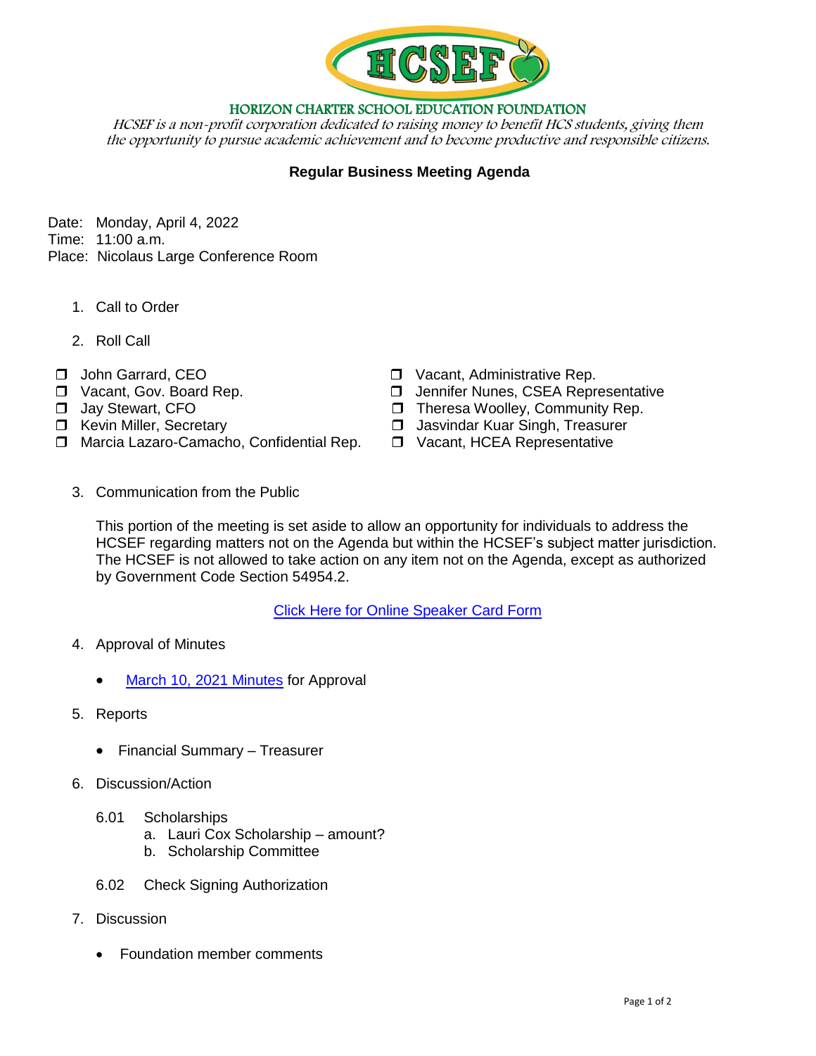# HORIZON CHARTER SCHOOL EDUCATION FOUNDATION

*HCSEF is a non-profit corporation dedicated to raising money to benefit HCS students, giving them the opportunity to pursue academic achievement and to become productive and responsible citizens.*

## Regular Business Meeting Agenda

Date: Monday, April 4, 2022
Time: 11:00 a.m.
Place: Nicolaus Large Conference Room

1. Call to Order

2. Roll Call

- ❐ John Garrard, CEO
- ❐ Vacant, Gov. Board Rep.
- ❐ Jay Stewart, CFO
- ❐ Kevin Miller, Secretary
- ❐ Marcia Lazaro-Camacho, Confidential Rep.
- ❐ Vacant, Administrative Rep.
- ❐ Jennifer Nunes, CSEA Representative
- ❐ Theresa Woolley, Community Rep.
- ❐ Jasvindar Kuar Singh, Treasurer
- ❐ Vacant, HCEA Representative

3. Communication from the Public

   This portion of the meeting is set aside to allow an opportunity for individuals to address the HCSEF regarding matters not on the Agenda but within the HCSEF's subject matter jurisdiction. The HCSEF is not allowed to take action on any item not on the Agenda, except as authorized by Government Code Section 54954.2.

   Click Here for Online Speaker Card Form

4. Approval of Minutes

   - March 10, 2021 Minutes for Approval

5. Reports

   - Financial Summary – Treasurer

6. Discussion/Action

   6.01 Scholarships
   a. Lauri Cox Scholarship – amount?
   b. Scholarship Committee

   6.02 Check Signing Authorization

7. Discussion

   - Foundation member comments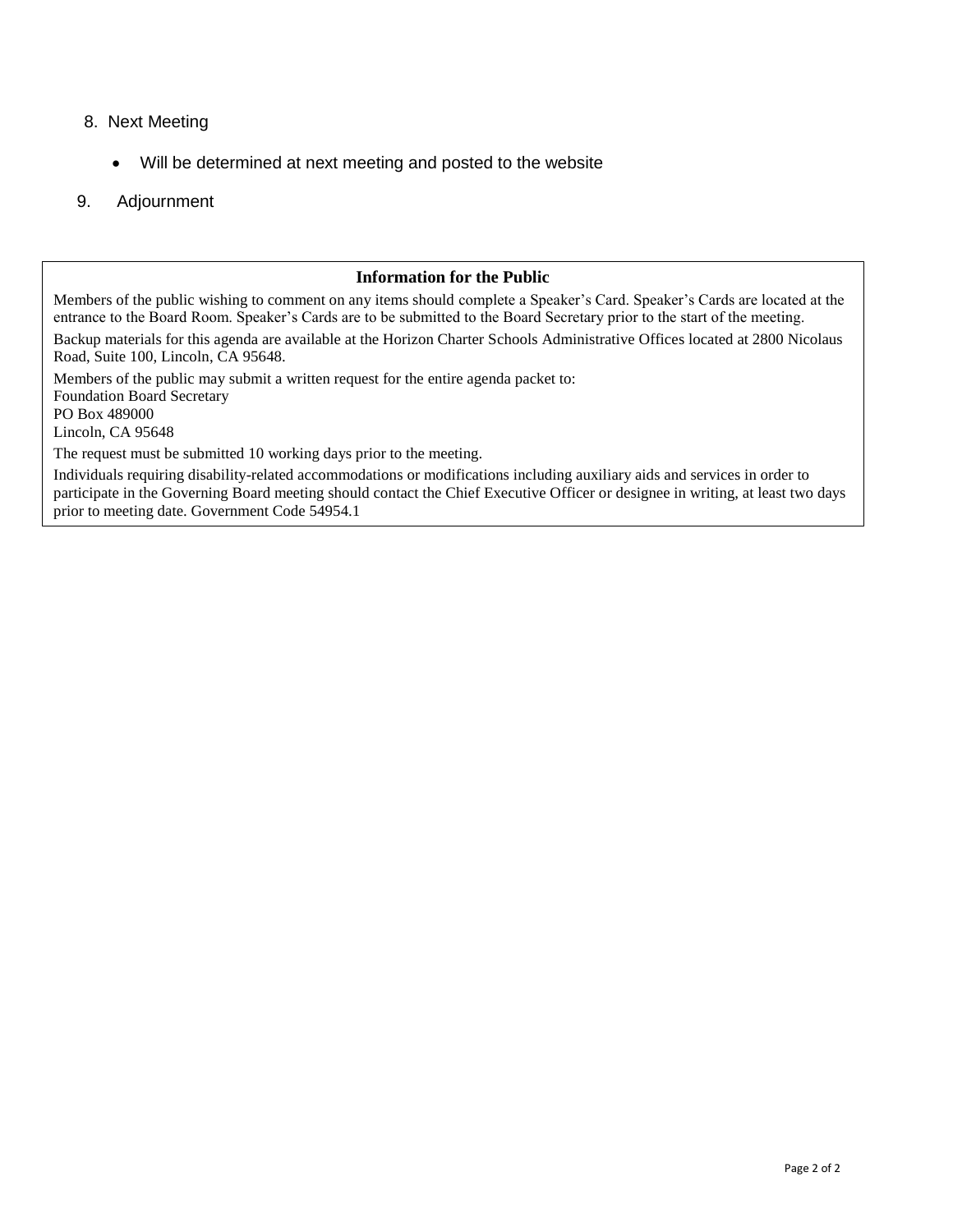8. Next Meeting

   - Will be determined at next meeting and posted to the website

9. Adjournment

**Information for the Public**

Members of the public wishing to comment on any items should complete a Speaker's Card. Speaker's Cards are located at the entrance to the Board Room. Speaker's Cards are to be submitted to the Board Secretary prior to the start of the meeting.

Backup materials for this agenda are available at the Horizon Charter Schools Administrative Offices located at 2800 Nicolaus Road, Suite 100, Lincoln, CA 95648.

Members of the public may submit a written request for the entire agenda packet to:
Foundation Board Secretary
PO Box 489000
Lincoln, CA 95648

The request must be submitted 10 working days prior to the meeting.

Individuals requiring disability-related accommodations or modifications including auxiliary aids and services in order to participate in the Governing Board meeting should contact the Chief Executive Officer or designee in writing, at least two days prior to meeting date. Government Code 54954.1